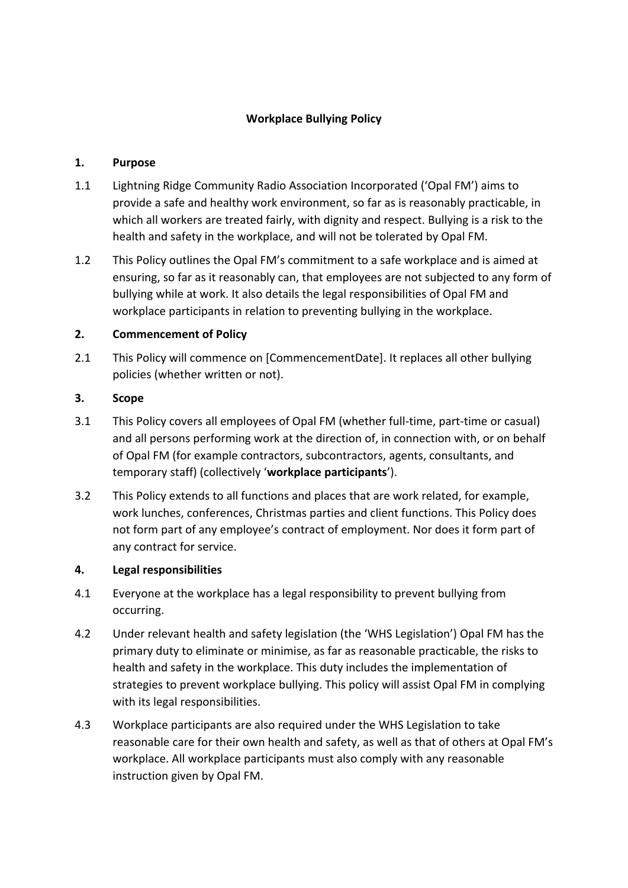# Workplace Bullying Policy

## 1. Purpose

1.1 Lightning Ridge Community Radio Association Incorporated ('Opal FM') aims to provide a safe and healthy work environment, so far as is reasonably practicable, in which all workers are treated fairly, with dignity and respect. Bullying is a risk to the health and safety in the workplace, and will not be tolerated by Opal FM.

1.2 This Policy outlines the Opal FM's commitment to a safe workplace and is aimed at ensuring, so far as it reasonably can, that employees are not subjected to any form of bullying while at work. It also details the legal responsibilities of Opal FM and workplace participants in relation to preventing bullying in the workplace.

## 2. Commencement of Policy

2.1 This Policy will commence on [CommencementDate]. It replaces all other bullying policies (whether written or not).

## 3. Scope

3.1 This Policy covers all employees of Opal FM (whether full-time, part-time or casual) and all persons performing work at the direction of, in connection with, or on behalf of Opal FM (for example contractors, subcontractors, agents, consultants, and temporary staff) (collectively '**workplace participants**').

3.2 This Policy extends to all functions and places that are work related, for example, work lunches, conferences, Christmas parties and client functions. This Policy does not form part of any employee's contract of employment. Nor does it form part of any contract for service.

## 4. Legal responsibilities

4.1 Everyone at the workplace has a legal responsibility to prevent bullying from occurring.

4.2 Under relevant health and safety legislation (the 'WHS Legislation') Opal FM has the primary duty to eliminate or minimise, as far as reasonable practicable, the risks to health and safety in the workplace. This duty includes the implementation of strategies to prevent workplace bullying. This policy will assist Opal FM in complying with its legal responsibilities.

4.3 Workplace participants are also required under the WHS Legislation to take reasonable care for their own health and safety, as well as that of others at Opal FM's workplace. All workplace participants must also comply with any reasonable instruction given by Opal FM.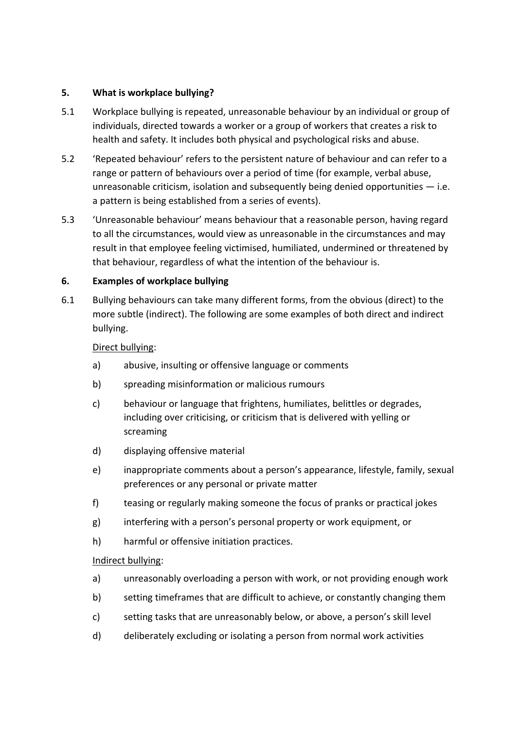## 5. What is workplace bullying?

5.1 Workplace bullying is repeated, unreasonable behaviour by an individual or group of individuals, directed towards a worker or a group of workers that creates a risk to health and safety. It includes both physical and psychological risks and abuse.

5.2 'Repeated behaviour' refers to the persistent nature of behaviour and can refer to a range or pattern of behaviours over a period of time (for example, verbal abuse, unreasonable criticism, isolation and subsequently being denied opportunities — i.e. a pattern is being established from a series of events).

5.3 'Unreasonable behaviour' means behaviour that a reasonable person, having regard to all the circumstances, would view as unreasonable in the circumstances and may result in that employee feeling victimised, humiliated, undermined or threatened by that behaviour, regardless of what the intention of the behaviour is.

## 6. Examples of workplace bullying

6.1 Bullying behaviours can take many different forms, from the obvious (direct) to the more subtle (indirect). The following are some examples of both direct and indirect bullying.

<u>Direct bullying</u>:

a) abusive, insulting or offensive language or comments

b) spreading misinformation or malicious rumours

c) behaviour or language that frightens, humiliates, belittles or degrades, including over criticising, or criticism that is delivered with yelling or screaming

d) displaying offensive material

e) inappropriate comments about a person's appearance, lifestyle, family, sexual preferences or any personal or private matter

f) teasing or regularly making someone the focus of pranks or practical jokes

g) interfering with a person's personal property or work equipment, or

h) harmful or offensive initiation practices.

<u>Indirect bullying</u>:

a) unreasonably overloading a person with work, or not providing enough work

b) setting timeframes that are difficult to achieve, or constantly changing them

c) setting tasks that are unreasonably below, or above, a person's skill level

d) deliberately excluding or isolating a person from normal work activities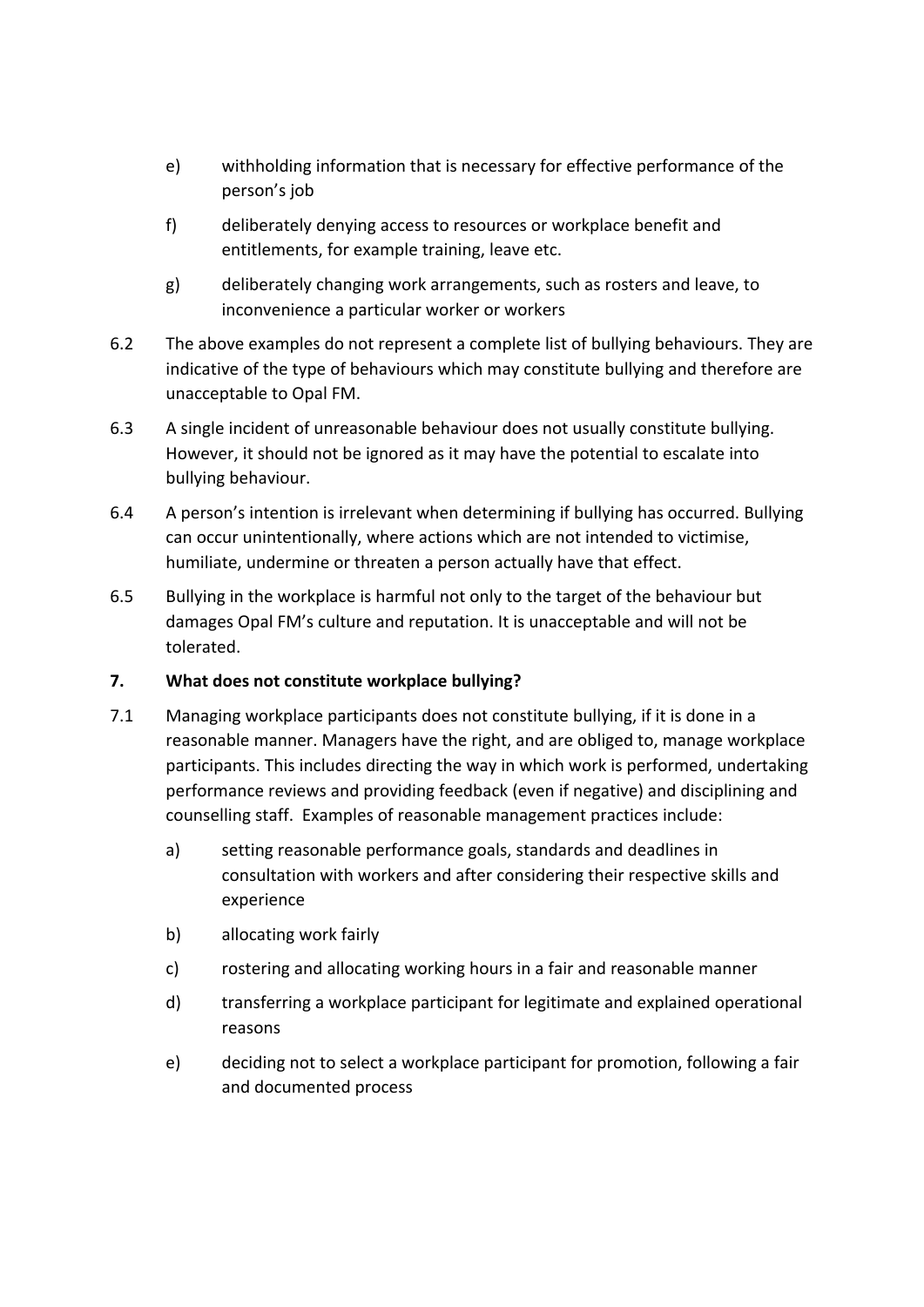e) withholding information that is necessary for effective performance of the person's job

f) deliberately denying access to resources or workplace benefit and entitlements, for example training, leave etc.

g) deliberately changing work arrangements, such as rosters and leave, to inconvenience a particular worker or workers

6.2 The above examples do not represent a complete list of bullying behaviours. They are indicative of the type of behaviours which may constitute bullying and therefore are unacceptable to Opal FM.

6.3 A single incident of unreasonable behaviour does not usually constitute bullying. However, it should not be ignored as it may have the potential to escalate into bullying behaviour.

6.4 A person's intention is irrelevant when determining if bullying has occurred. Bullying can occur unintentionally, where actions which are not intended to victimise, humiliate, undermine or threaten a person actually have that effect.

6.5 Bullying in the workplace is harmful not only to the target of the behaviour but damages Opal FM's culture and reputation. It is unacceptable and will not be tolerated.

## 7. What does not constitute workplace bullying?

7.1 Managing workplace participants does not constitute bullying, if it is done in a reasonable manner. Managers have the right, and are obliged to, manage workplace participants. This includes directing the way in which work is performed, undertaking performance reviews and providing feedback (even if negative) and disciplining and counselling staff. Examples of reasonable management practices include:

a) setting reasonable performance goals, standards and deadlines in consultation with workers and after considering their respective skills and experience

b) allocating work fairly

c) rostering and allocating working hours in a fair and reasonable manner

d) transferring a workplace participant for legitimate and explained operational reasons

e) deciding not to select a workplace participant for promotion, following a fair and documented process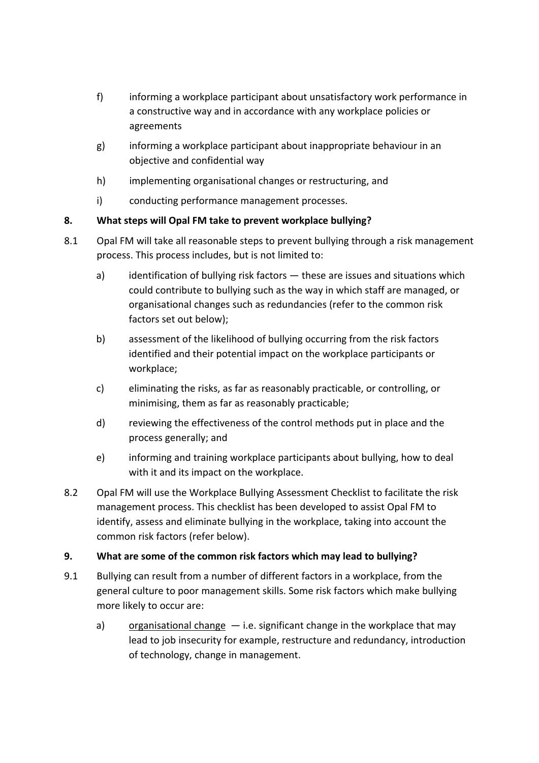f) informing a workplace participant about unsatisfactory work performance in a constructive way and in accordance with any workplace policies or agreements

g) informing a workplace participant about inappropriate behaviour in an objective and confidential way

h) implementing organisational changes or restructuring, and

i) conducting performance management processes.

### 8. What steps will Opal FM take to prevent workplace bullying?

8.1 Opal FM will take all reasonable steps to prevent bullying through a risk management process. This process includes, but is not limited to:

a) identification of bullying risk factors — these are issues and situations which could contribute to bullying such as the way in which staff are managed, or organisational changes such as redundancies (refer to the common risk factors set out below);

b) assessment of the likelihood of bullying occurring from the risk factors identified and their potential impact on the workplace participants or workplace;

c) eliminating the risks, as far as reasonably practicable, or controlling, or minimising, them as far as reasonably practicable;

d) reviewing the effectiveness of the control methods put in place and the process generally; and

e) informing and training workplace participants about bullying, how to deal with it and its impact on the workplace.

8.2 Opal FM will use the Workplace Bullying Assessment Checklist to facilitate the risk management process. This checklist has been developed to assist Opal FM to identify, assess and eliminate bullying in the workplace, taking into account the common risk factors (refer below).

### 9. What are some of the common risk factors which may lead to bullying?

9.1 Bullying can result from a number of different factors in a workplace, from the general culture to poor management skills. Some risk factors which make bullying more likely to occur are:

a) <u>organisational change</u> — i.e. significant change in the workplace that may lead to job insecurity for example, restructure and redundancy, introduction of technology, change in management.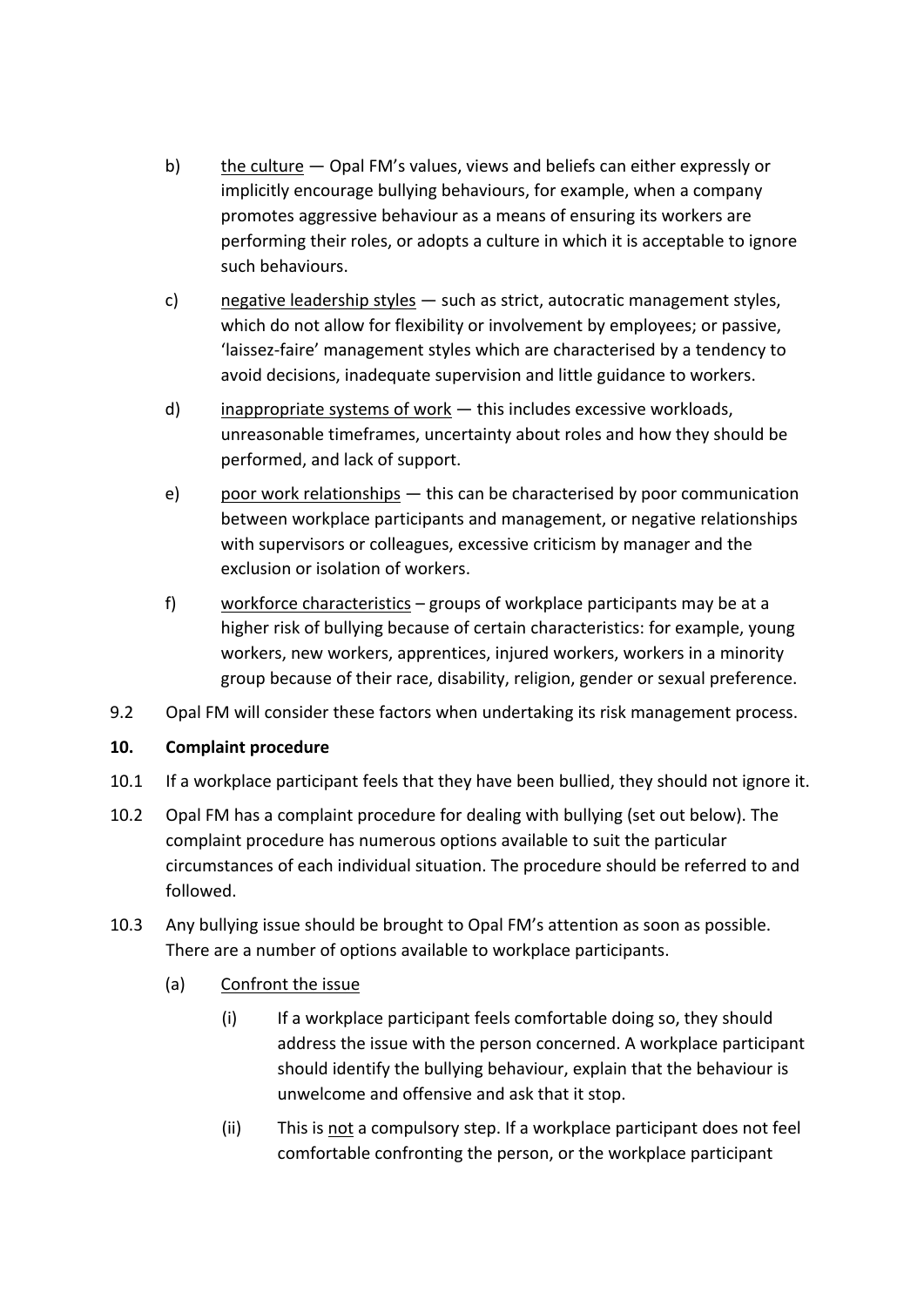b) <u>the culture</u> — Opal FM's values, views and beliefs can either expressly or implicitly encourage bullying behaviours, for example, when a company promotes aggressive behaviour as a means of ensuring its workers are performing their roles, or adopts a culture in which it is acceptable to ignore such behaviours.

c) <u>negative leadership styles</u> — such as strict, autocratic management styles, which do not allow for flexibility or involvement by employees; or passive, 'laissez-faire' management styles which are characterised by a tendency to avoid decisions, inadequate supervision and little guidance to workers.

d) <u>inappropriate systems of work</u> — this includes excessive workloads, unreasonable timeframes, uncertainty about roles and how they should be performed, and lack of support.

e) <u>poor work relationships</u> — this can be characterised by poor communication between workplace participants and management, or negative relationships with supervisors or colleagues, excessive criticism by manager and the exclusion or isolation of workers.

f) <u>workforce characteristics</u> – groups of workplace participants may be at a higher risk of bullying because of certain characteristics: for example, young workers, new workers, apprentices, injured workers, workers in a minority group because of their race, disability, religion, gender or sexual preference.

9.2 Opal FM will consider these factors when undertaking its risk management process.

**10. Complaint procedure**

10.1 If a workplace participant feels that they have been bullied, they should not ignore it.

10.2 Opal FM has a complaint procedure for dealing with bullying (set out below). The complaint procedure has numerous options available to suit the particular circumstances of each individual situation. The procedure should be referred to and followed.

10.3 Any bullying issue should be brought to Opal FM's attention as soon as possible. There are a number of options available to workplace participants.

(a) <u>Confront the issue</u>

(i) If a workplace participant feels comfortable doing so, they should address the issue with the person concerned. A workplace participant should identify the bullying behaviour, explain that the behaviour is unwelcome and offensive and ask that it stop.

(ii) This is <u>not</u> a compulsory step. If a workplace participant does not feel comfortable confronting the person, or the workplace participant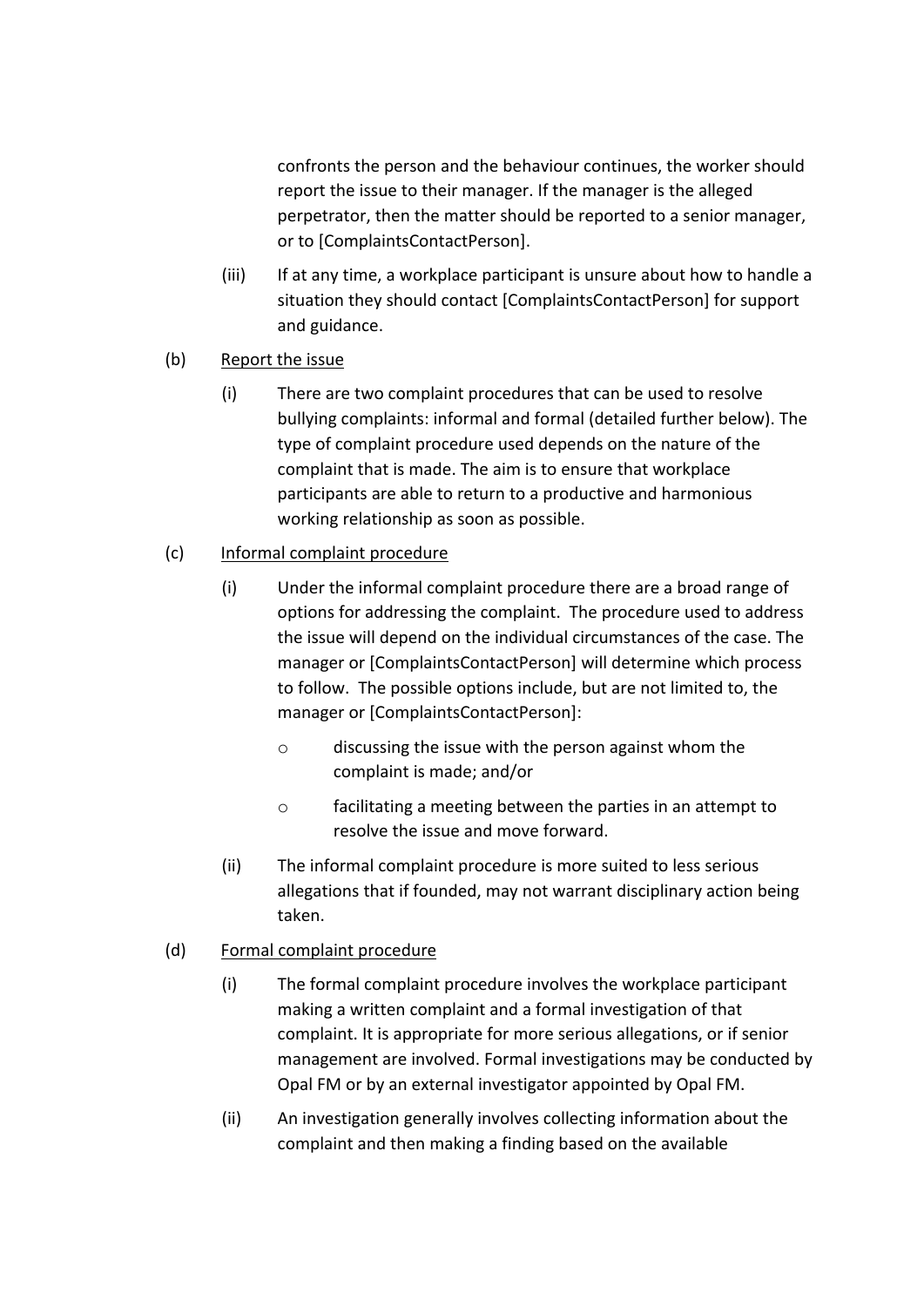confronts the person and the behaviour continues, the worker should report the issue to their manager. If the manager is the alleged perpetrator, then the matter should be reported to a senior manager, or to [ComplaintsContactPerson].

(iii) If at any time, a workplace participant is unsure about how to handle a situation they should contact [ComplaintsContactPerson] for support and guidance.

(b) <u>Report the issue</u>

(i) There are two complaint procedures that can be used to resolve bullying complaints: informal and formal (detailed further below). The type of complaint procedure used depends on the nature of the complaint that is made. The aim is to ensure that workplace participants are able to return to a productive and harmonious working relationship as soon as possible.

(c) <u>Informal complaint procedure</u>

(i) Under the informal complaint procedure there are a broad range of options for addressing the complaint. The procedure used to address the issue will depend on the individual circumstances of the case. The manager or [ComplaintsContactPerson] will determine which process to follow. The possible options include, but are not limited to, the manager or [ComplaintsContactPerson]:

- discussing the issue with the person against whom the complaint is made; and/or
- facilitating a meeting between the parties in an attempt to resolve the issue and move forward.

(ii) The informal complaint procedure is more suited to less serious allegations that if founded, may not warrant disciplinary action being taken.

(d) <u>Formal complaint procedure</u>

(i) The formal complaint procedure involves the workplace participant making a written complaint and a formal investigation of that complaint. It is appropriate for more serious allegations, or if senior management are involved. Formal investigations may be conducted by Opal FM or by an external investigator appointed by Opal FM.

(ii) An investigation generally involves collecting information about the complaint and then making a finding based on the available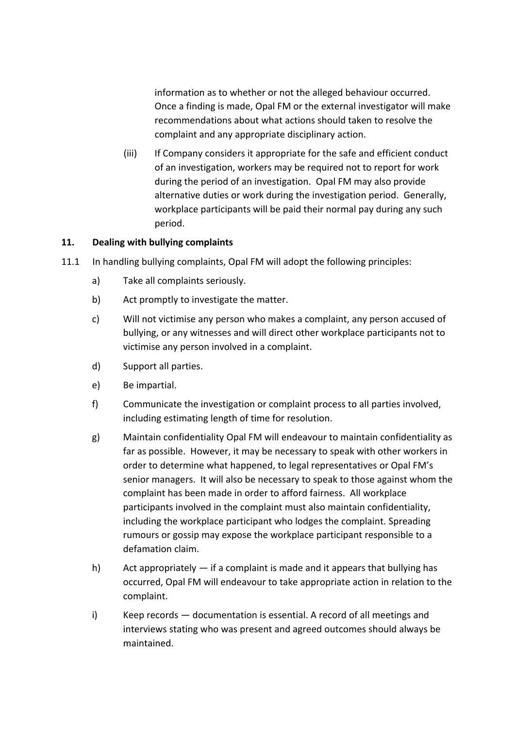information as to whether or not the alleged behaviour occurred. Once a finding is made, Opal FM or the external investigator will make recommendations about what actions should taken to resolve the complaint and any appropriate disciplinary action.

(iii) If Company considers it appropriate for the safe and efficient conduct of an investigation, workers may be required not to report for work during the period of an investigation. Opal FM may also provide alternative duties or work during the investigation period. Generally, workplace participants will be paid their normal pay during any such period.

## 11. Dealing with bullying complaints

11.1 In handling bullying complaints, Opal FM will adopt the following principles:

a) Take all complaints seriously.

b) Act promptly to investigate the matter.

c) Will not victimise any person who makes a complaint, any person accused of bullying, or any witnesses and will direct other workplace participants not to victimise any person involved in a complaint.

d) Support all parties.

e) Be impartial.

f) Communicate the investigation or complaint process to all parties involved, including estimating length of time for resolution.

g) Maintain confidentiality Opal FM will endeavour to maintain confidentiality as far as possible. However, it may be necessary to speak with other workers in order to determine what happened, to legal representatives or Opal FM's senior managers. It will also be necessary to speak to those against whom the complaint has been made in order to afford fairness. All workplace participants involved in the complaint must also maintain confidentiality, including the workplace participant who lodges the complaint. Spreading rumours or gossip may expose the workplace participant responsible to a defamation claim.

h) Act appropriately — if a complaint is made and it appears that bullying has occurred, Opal FM will endeavour to take appropriate action in relation to the complaint.

i) Keep records — documentation is essential. A record of all meetings and interviews stating who was present and agreed outcomes should always be maintained.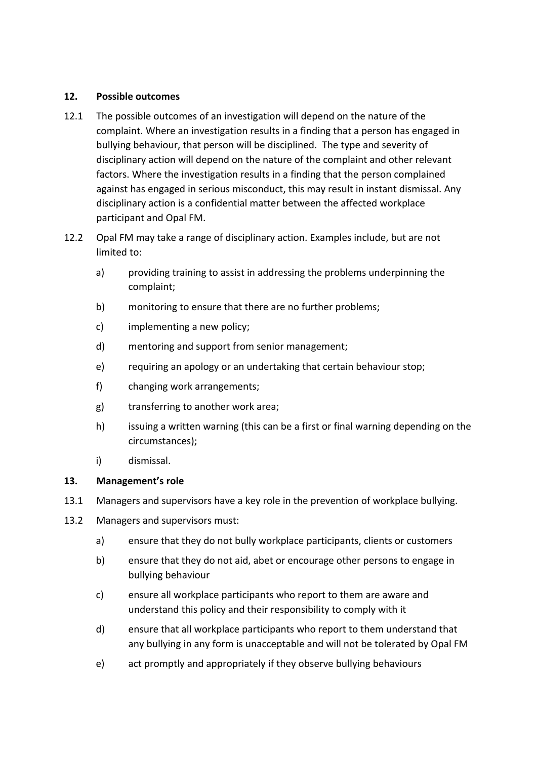## 12. Possible outcomes

12.1 The possible outcomes of an investigation will depend on the nature of the complaint. Where an investigation results in a finding that a person has engaged in bullying behaviour, that person will be disciplined. The type and severity of disciplinary action will depend on the nature of the complaint and other relevant factors. Where the investigation results in a finding that the person complained against has engaged in serious misconduct, this may result in instant dismissal. Any disciplinary action is a confidential matter between the affected workplace participant and Opal FM.

12.2 Opal FM may take a range of disciplinary action. Examples include, but are not limited to:

a) providing training to assist in addressing the problems underpinning the complaint;

b) monitoring to ensure that there are no further problems;

c) implementing a new policy;

d) mentoring and support from senior management;

e) requiring an apology or an undertaking that certain behaviour stop;

f) changing work arrangements;

g) transferring to another work area;

h) issuing a written warning (this can be a first or final warning depending on the circumstances);

i) dismissal.

## 13. Management's role

13.1 Managers and supervisors have a key role in the prevention of workplace bullying.

13.2 Managers and supervisors must:

a) ensure that they do not bully workplace participants, clients or customers

b) ensure that they do not aid, abet or encourage other persons to engage in bullying behaviour

c) ensure all workplace participants who report to them are aware and understand this policy and their responsibility to comply with it

d) ensure that all workplace participants who report to them understand that any bullying in any form is unacceptable and will not be tolerated by Opal FM

e) act promptly and appropriately if they observe bullying behaviours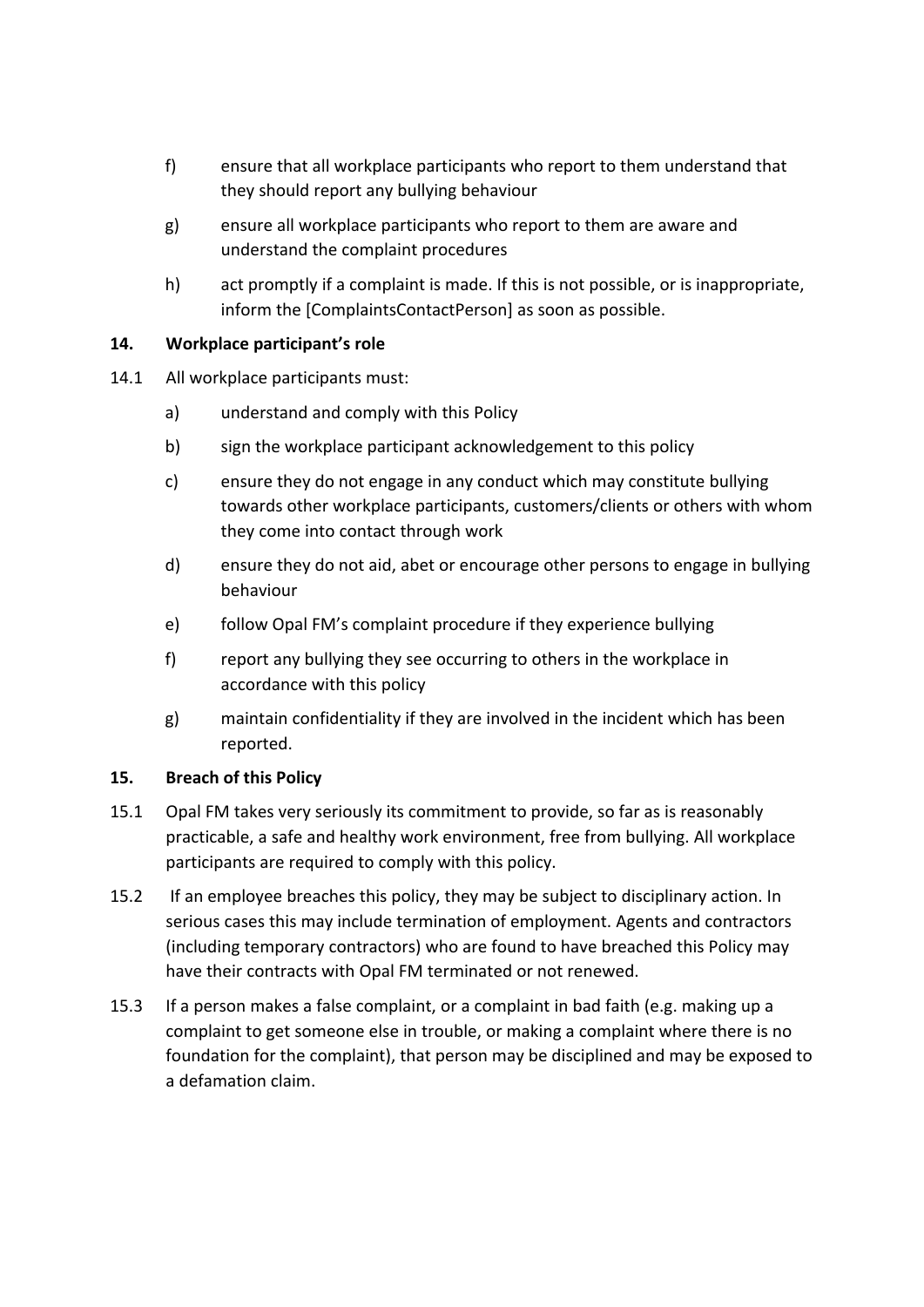f) ensure that all workplace participants who report to them understand that they should report any bullying behaviour

g) ensure all workplace participants who report to them are aware and understand the complaint procedures

h) act promptly if a complaint is made. If this is not possible, or is inappropriate, inform the [ComplaintsContactPerson] as soon as possible.

## 14. Workplace participant's role

14.1 All workplace participants must:

a) understand and comply with this Policy

b) sign the workplace participant acknowledgement to this policy

c) ensure they do not engage in any conduct which may constitute bullying towards other workplace participants, customers/clients or others with whom they come into contact through work

d) ensure they do not aid, abet or encourage other persons to engage in bullying behaviour

e) follow Opal FM's complaint procedure if they experience bullying

f) report any bullying they see occurring to others in the workplace in accordance with this policy

g) maintain confidentiality if they are involved in the incident which has been reported.

## 15. Breach of this Policy

15.1 Opal FM takes very seriously its commitment to provide, so far as is reasonably practicable, a safe and healthy work environment, free from bullying. All workplace participants are required to comply with this policy.

15.2 If an employee breaches this policy, they may be subject to disciplinary action. In serious cases this may include termination of employment. Agents and contractors (including temporary contractors) who are found to have breached this Policy may have their contracts with Opal FM terminated or not renewed.

15.3 If a person makes a false complaint, or a complaint in bad faith (e.g. making up a complaint to get someone else in trouble, or making a complaint where there is no foundation for the complaint), that person may be disciplined and may be exposed to a defamation claim.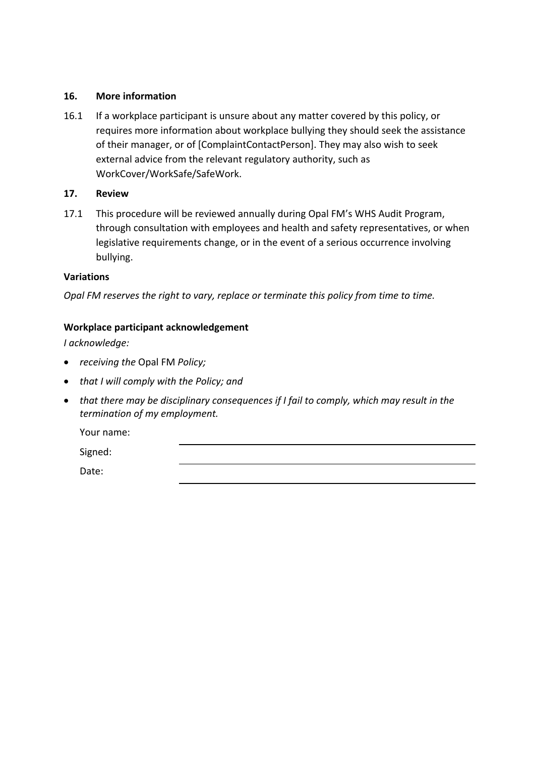## 16. More information

16.1 If a workplace participant is unsure about any matter covered by this policy, or requires more information about workplace bullying they should seek the assistance of their manager, or of [ComplaintContactPerson]. They may also wish to seek external advice from the relevant regulatory authority, such as WorkCover/WorkSafe/SafeWork.

## 17. Review

17.1 This procedure will be reviewed annually during Opal FM's WHS Audit Program, through consultation with employees and health and safety representatives, or when legislative requirements change, or in the event of a serious occurrence involving bullying.

**Variations**

*Opal FM reserves the right to vary, replace or terminate this policy from time to time.*

**Workplace participant acknowledgement**

*I acknowledge:*

- *receiving the* Opal FM *Policy;*
- *that I will comply with the Policy; and*
- *that there may be disciplinary consequences if I fail to comply, which may result in the termination of my employment.*

Your name: ______________________________

Signed: ______________________________

Date: ______________________________